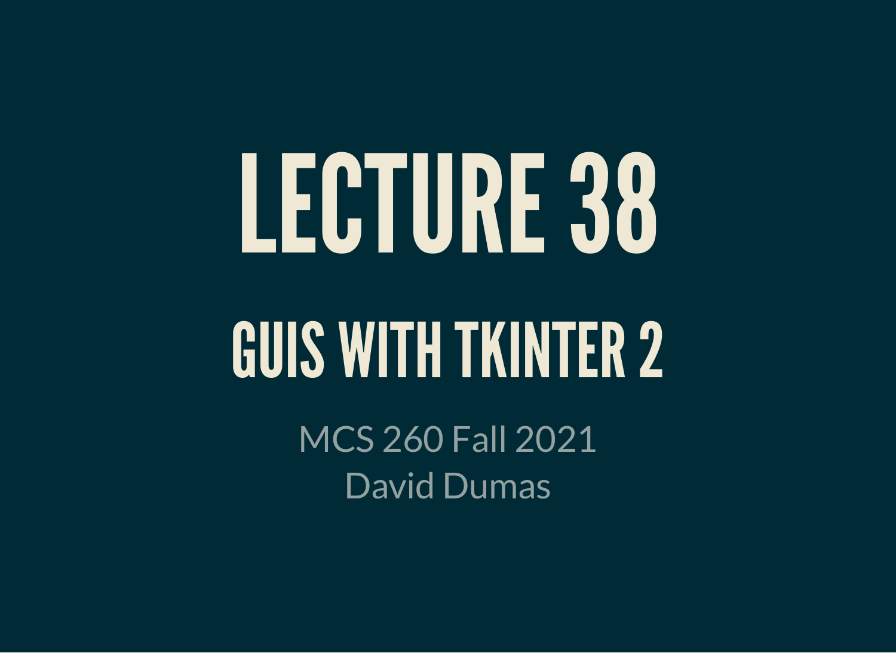# LECTURE 38

## GUIS WITH TKINTER 2

MCS 260 Fall 2021

David Dumas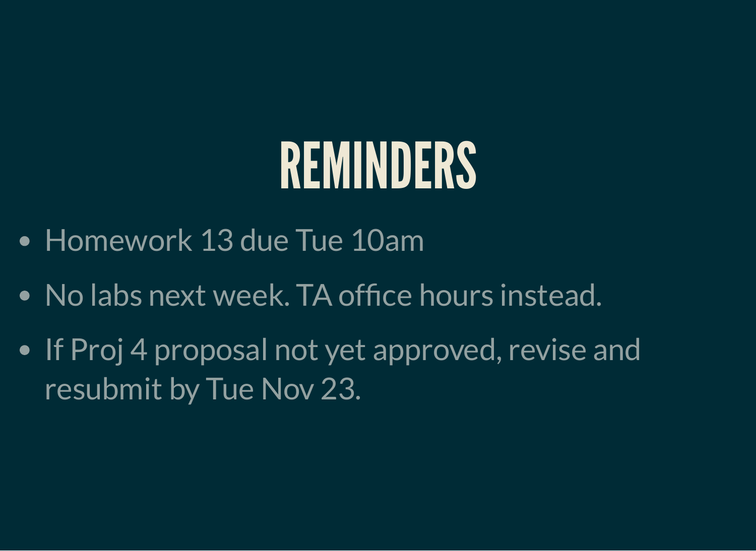# REMINDERS

- Homework 13 due Tue 10am
- No labs next week. TA office hours instead.
- If Proj 4 proposal not yet approved, revise and resubmit by Tue Nov 23.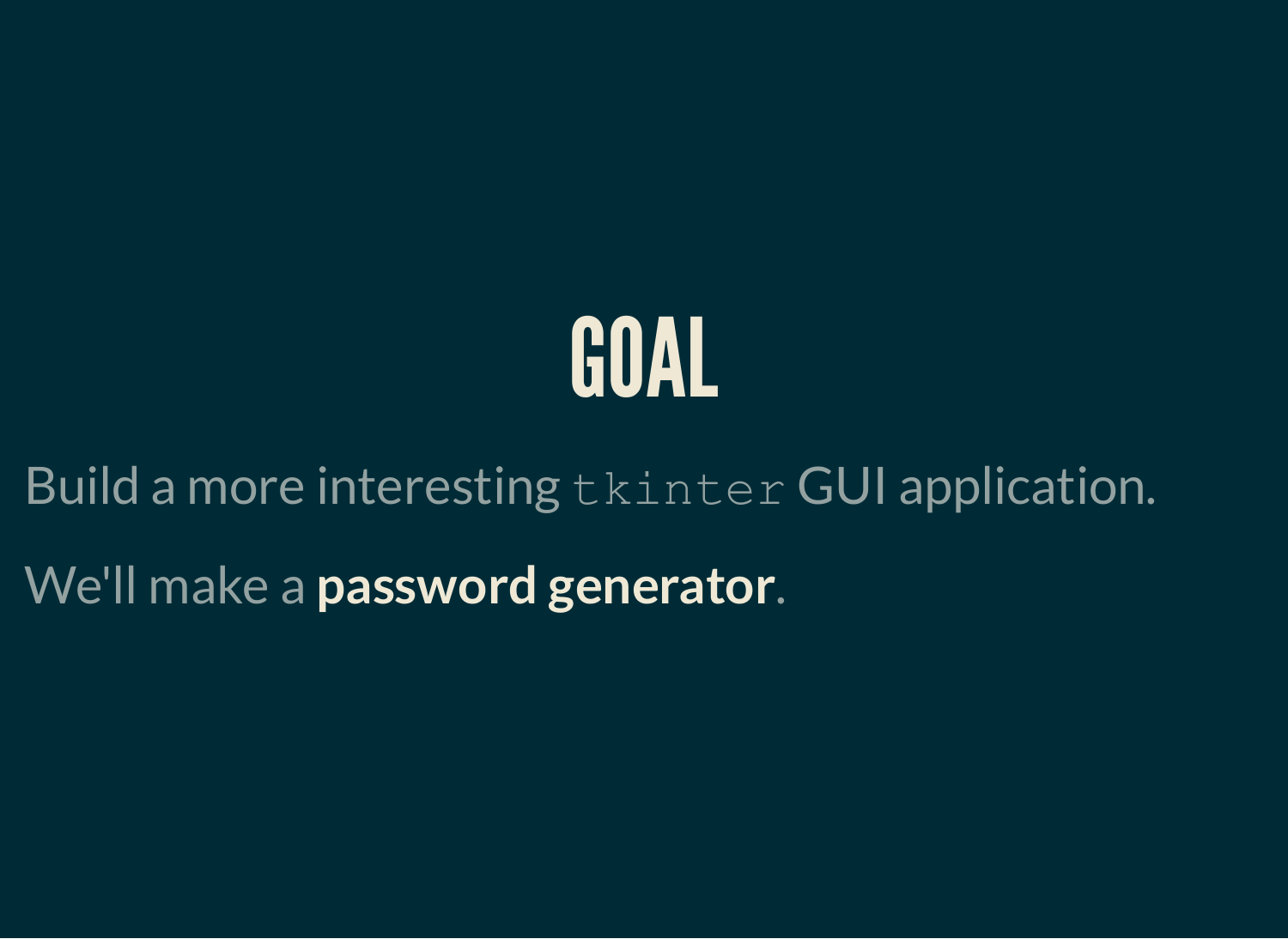# GOAL

Build a more interesting `tkinter` GUI application.

We'll make a **password generator**.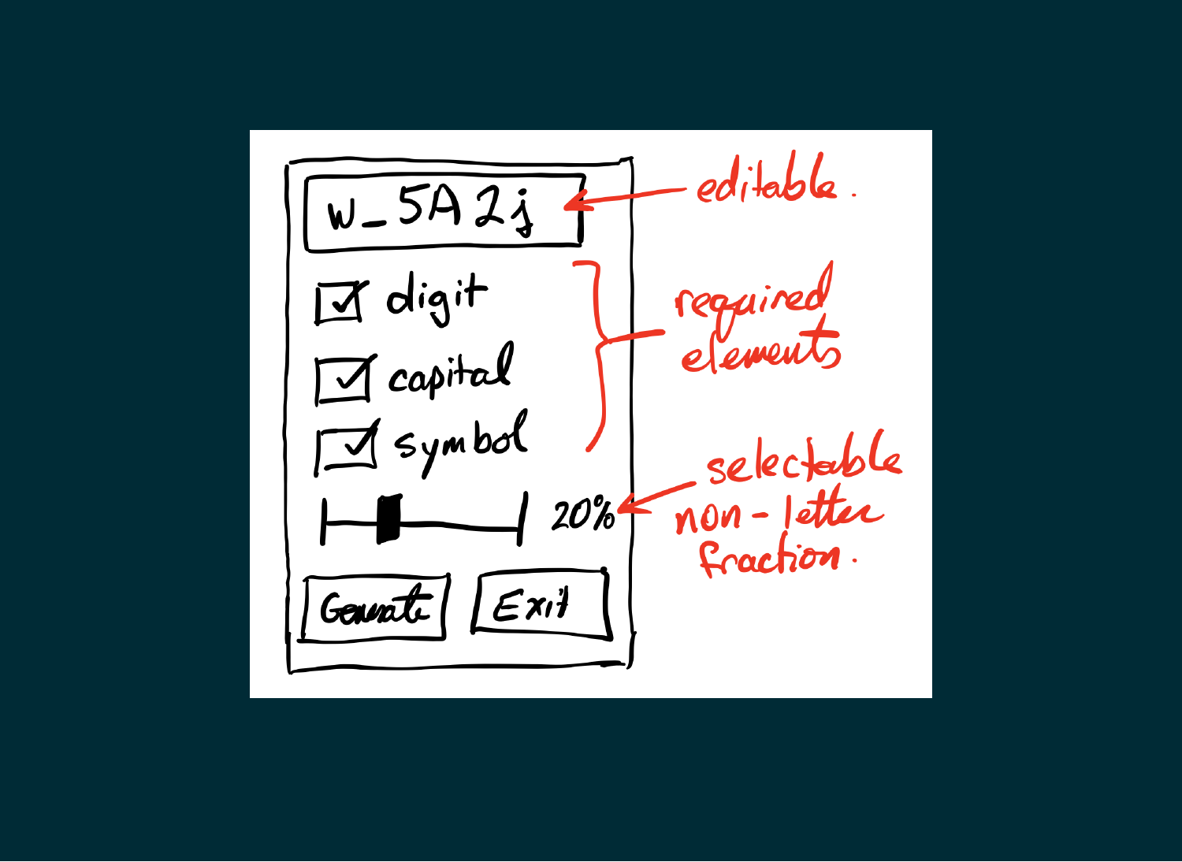w_5A2j

- [x] digit
- [x] capital
- [x] symbol

20%

Generate | Exit

editable.

required elements

selectable non-letter fraction.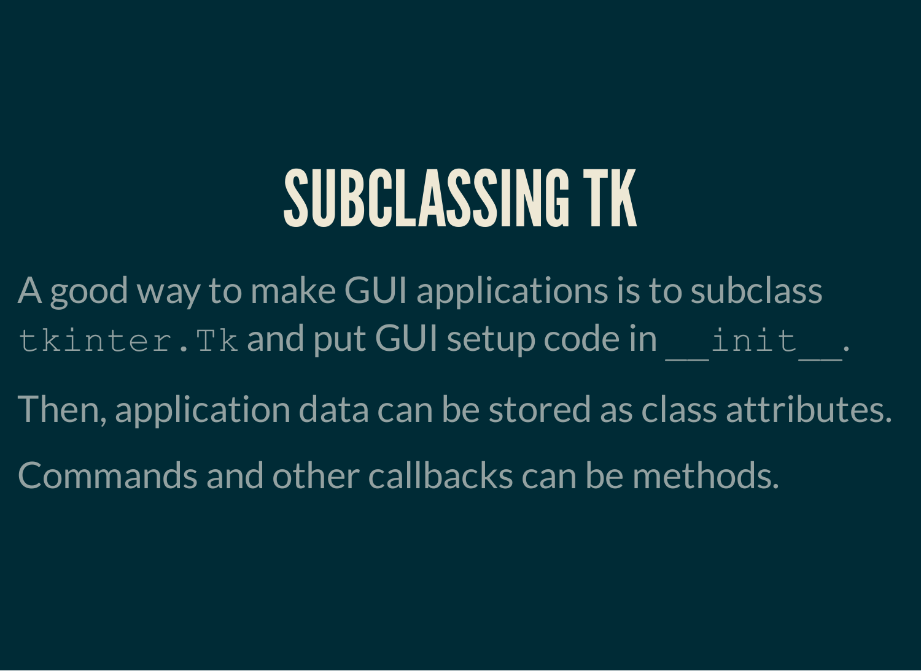# SUBCLASSING TK

A good way to make GUI applications is to subclass `tkinter.Tk` and put GUI setup code in `__init__`.

Then, application data can be stored as class attributes.

Commands and other callbacks can be methods.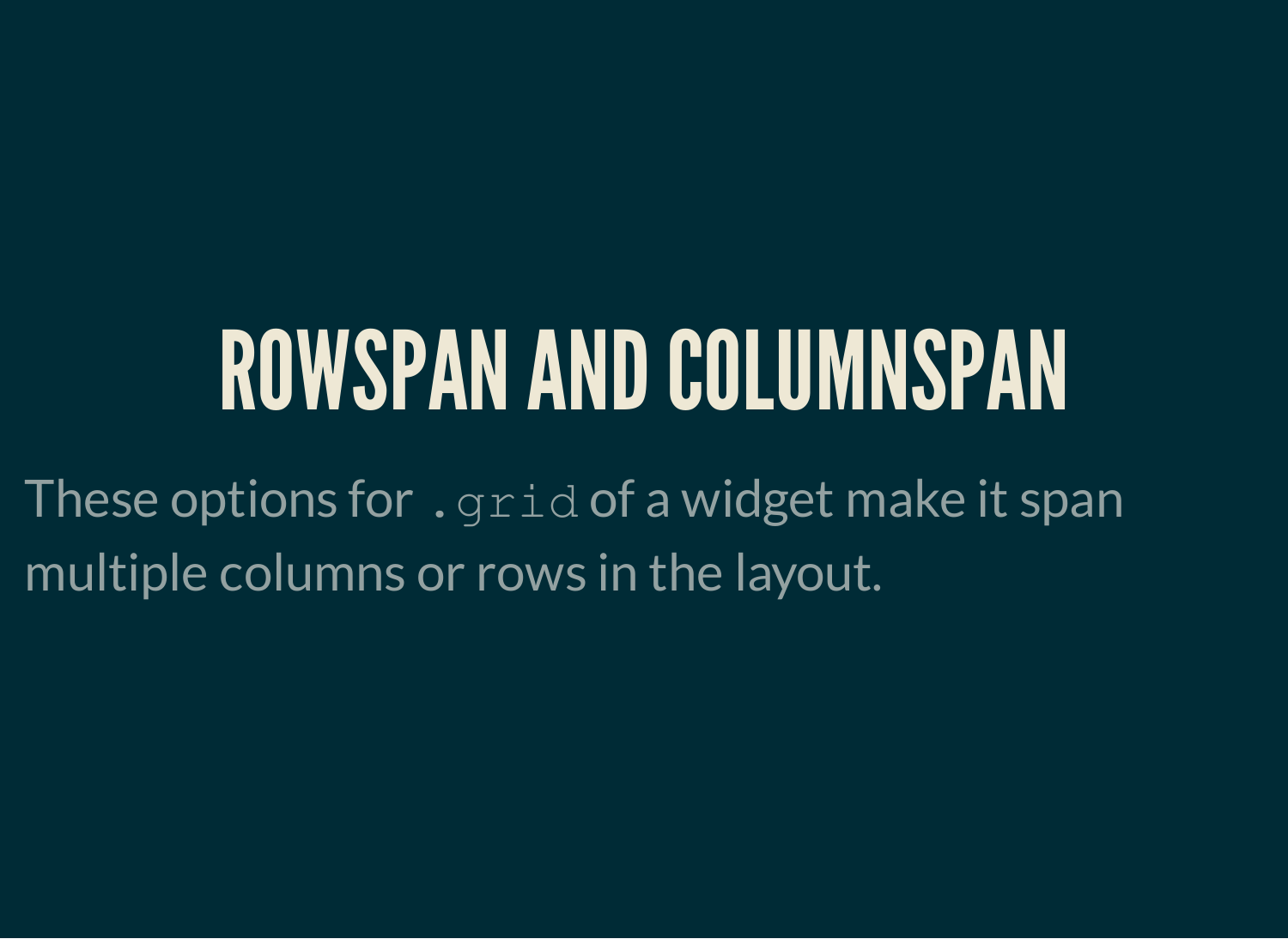# ROWSPAN AND COLUMNSPAN

These options for `.grid` of a widget make it span multiple columns or rows in the layout.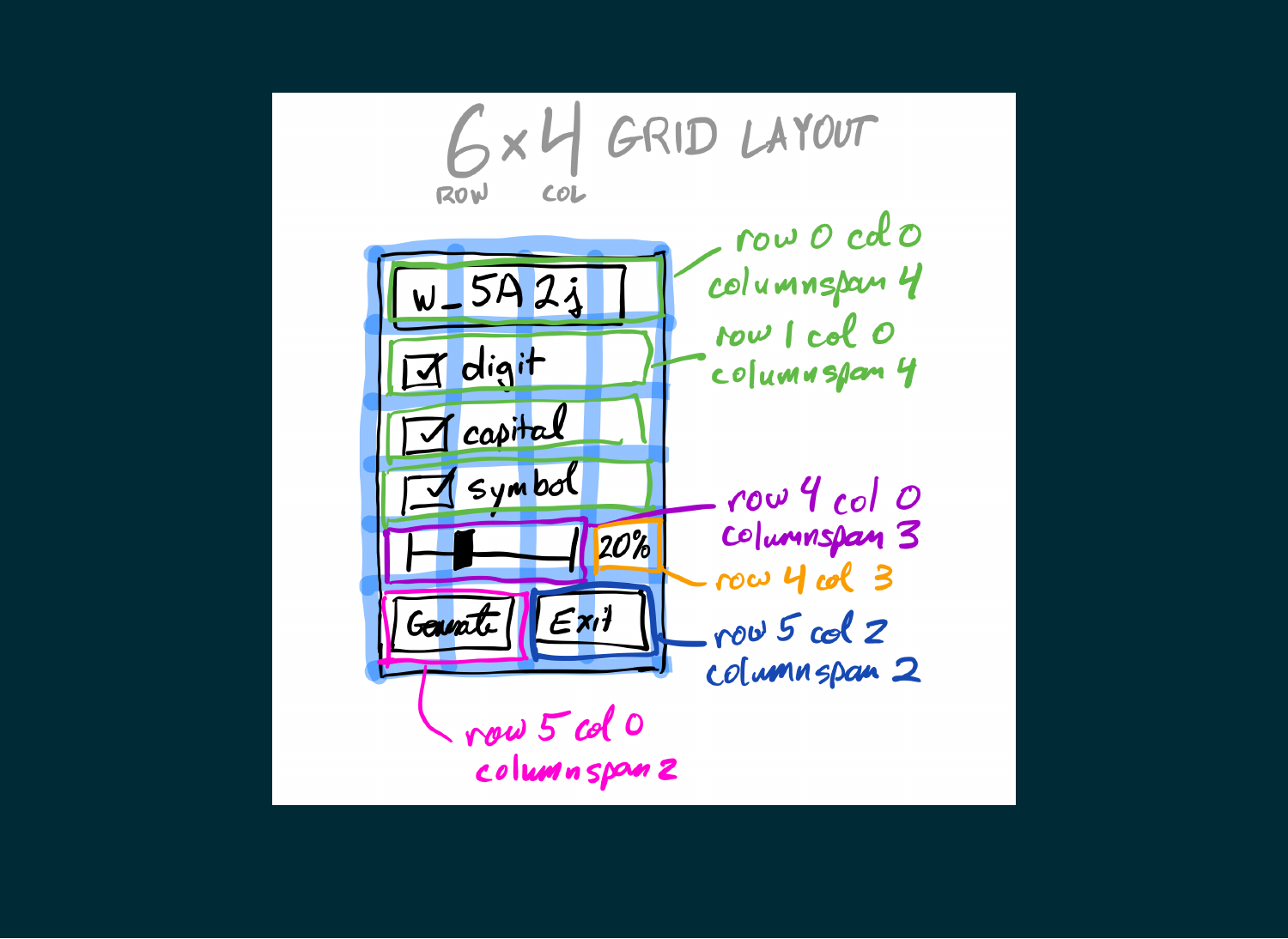# 6 × 4 GRID LAYOUT

ROW × COL

- w_5A2j — row 0 col 0, columnspan 4
- ☑ digit — row 1 col 0, columnspan 4
- ☑ capital
- ☑ symbol
- Slider — row 4 col 0, columnspan 3
- 20% — row 4 col 3
- Generate — row 5 col 0, columnspan 2
- Exit — row 5 col 2, columnspan 2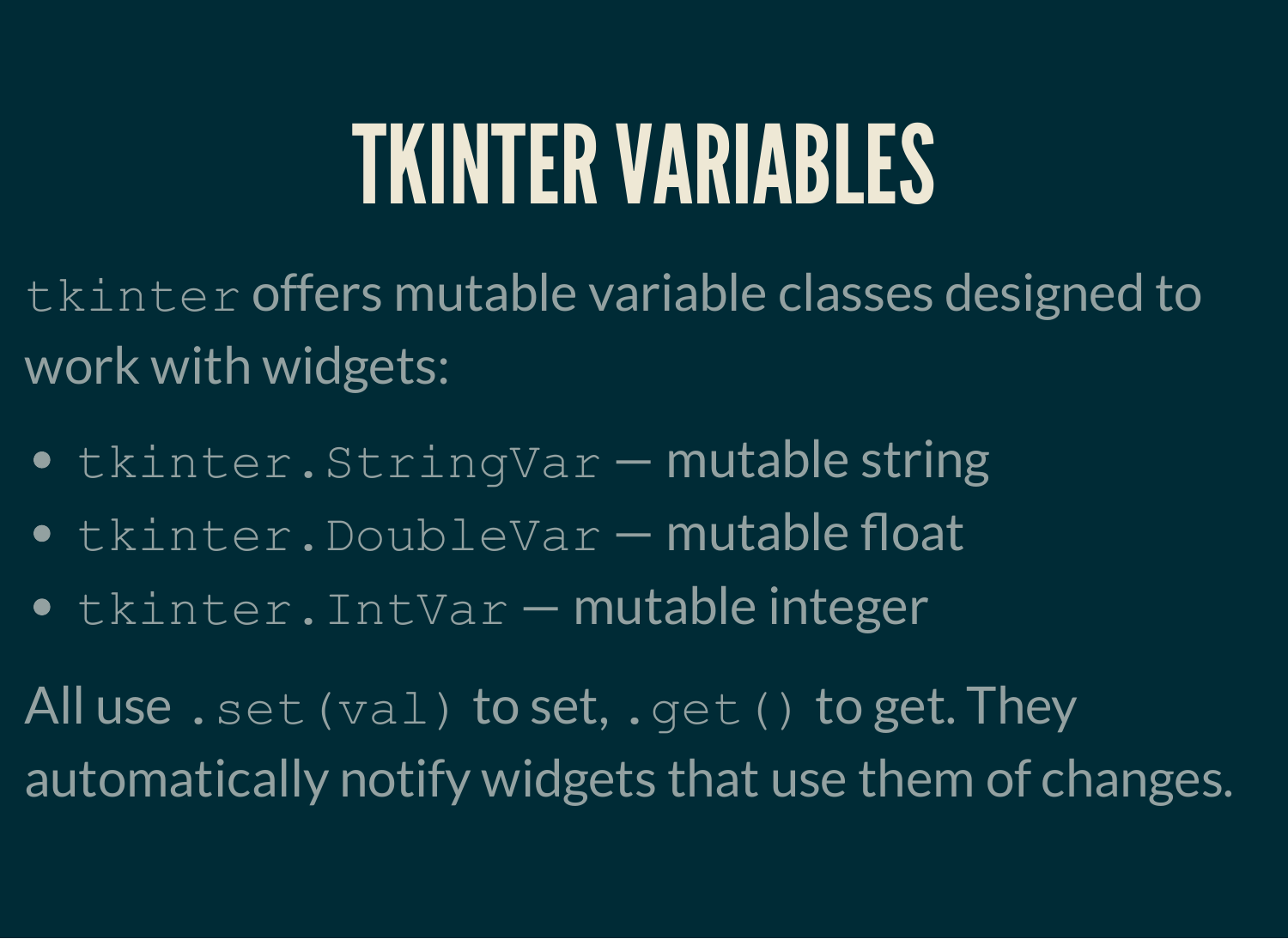# TKINTER VARIABLES

`tkinter` offers mutable variable classes designed to work with widgets:

- `tkinter.StringVar` — mutable string
- `tkinter.DoubleVar` — mutable float
- `tkinter.IntVar` — mutable integer

All use `.set(val)` to set, `.get()` to get. They automatically notify widgets that use them of changes.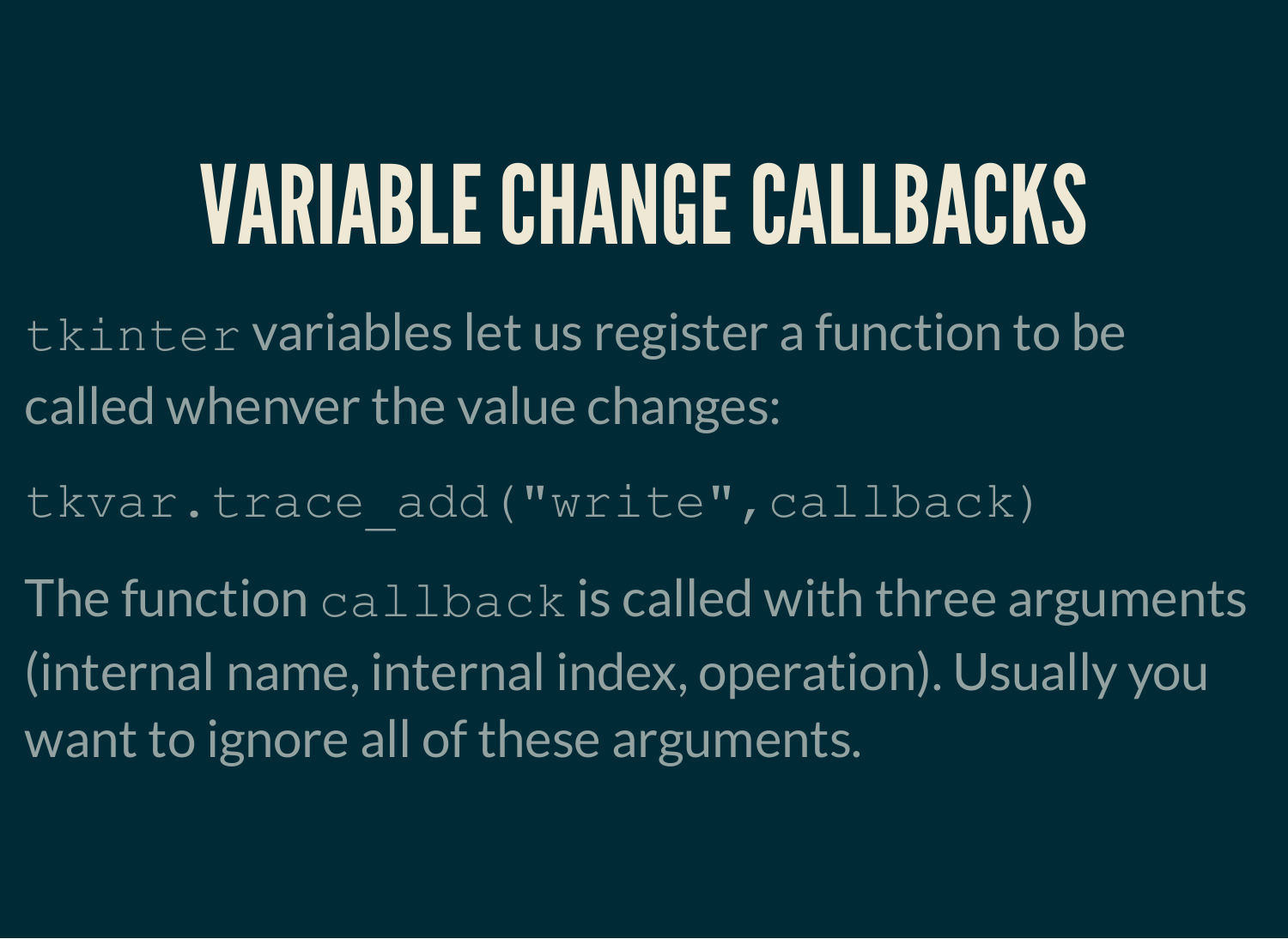# VARIABLE CHANGE CALLBACKS

`tkinter` variables let us register a function to be called whenver the value changes:

```
tkvar.trace_add("write",callback)
```

The function `callback` is called with three arguments (internal name, internal index, operation). Usually you want to ignore all of these arguments.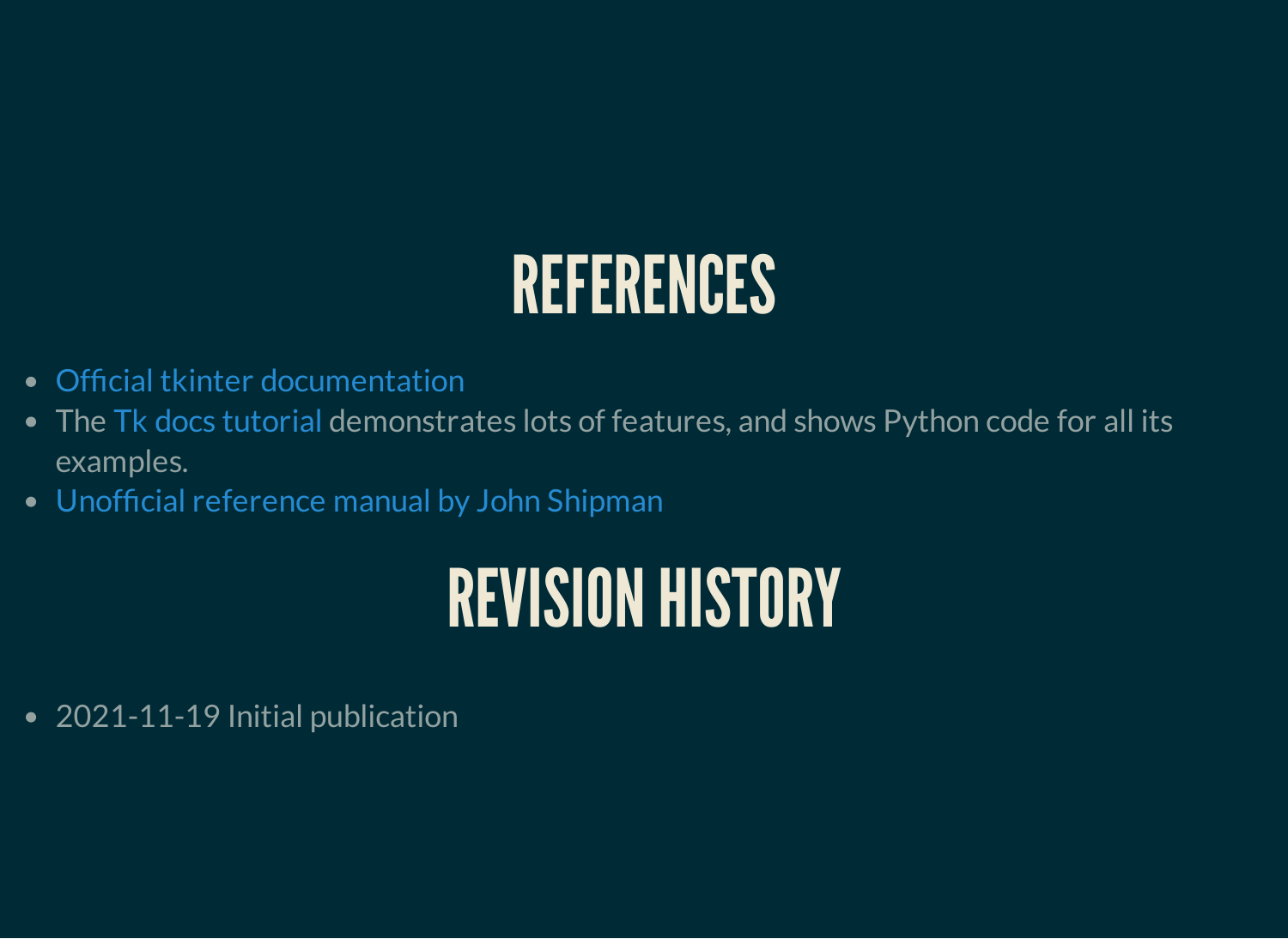# REFERENCES

- Official tkinter documentation
- The Tk docs tutorial demonstrates lots of features, and shows Python code for all its examples.
- Unofficial reference manual by John Shipman

# REVISION HISTORY

- 2021-11-19 Initial publication